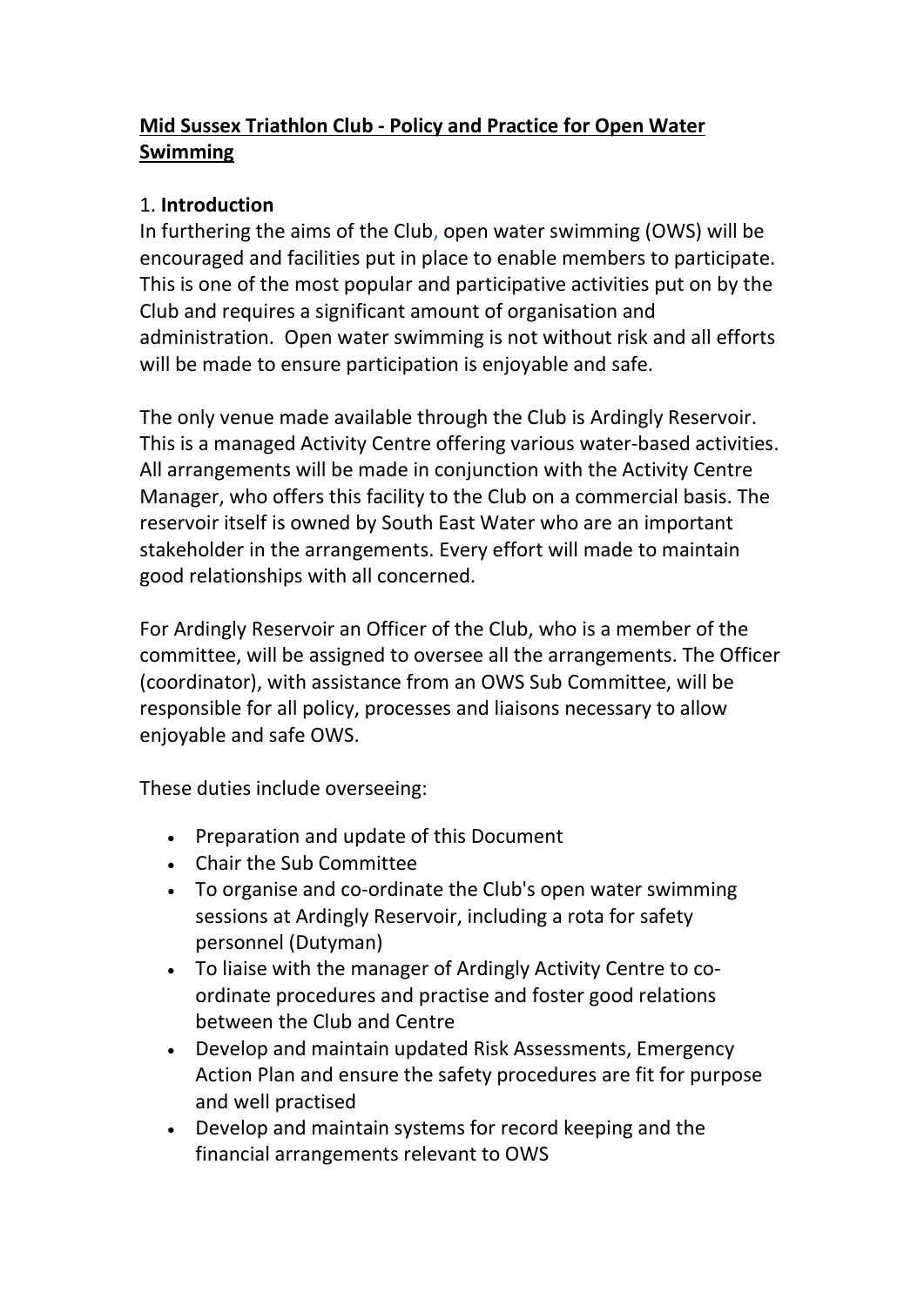# Mid Sussex Triathlon Club - Policy and Practice for Open Water Swimming

## 1. **Introduction**

In furthering the aims of the Club, open water swimming (OWS) will be encouraged and facilities put in place to enable members to participate. This is one of the most popular and participative activities put on by the Club and requires a significant amount of organisation and administration. Open water swimming is not without risk and all efforts will be made to ensure participation is enjoyable and safe.

The only venue made available through the Club is Ardingly Reservoir. This is a managed Activity Centre offering various water-based activities. All arrangements will be made in conjunction with the Activity Centre Manager, who offers this facility to the Club on a commercial basis. The reservoir itself is owned by South East Water who are an important stakeholder in the arrangements. Every effort will made to maintain good relationships with all concerned.

For Ardingly Reservoir an Officer of the Club, who is a member of the committee, will be assigned to oversee all the arrangements. The Officer (coordinator), with assistance from an OWS Sub Committee, will be responsible for all policy, processes and liaisons necessary to allow enjoyable and safe OWS.

These duties include overseeing:

- Preparation and update of this Document
- Chair the Sub Committee
- To organise and co-ordinate the Club's open water swimming sessions at Ardingly Reservoir, including a rota for safety personnel (Dutyman)
- To liaise with the manager of Ardingly Activity Centre to co-ordinate procedures and practise and foster good relations between the Club and Centre
- Develop and maintain updated Risk Assessments, Emergency Action Plan and ensure the safety procedures are fit for purpose and well practised
- Develop and maintain systems for record keeping and the financial arrangements relevant to OWS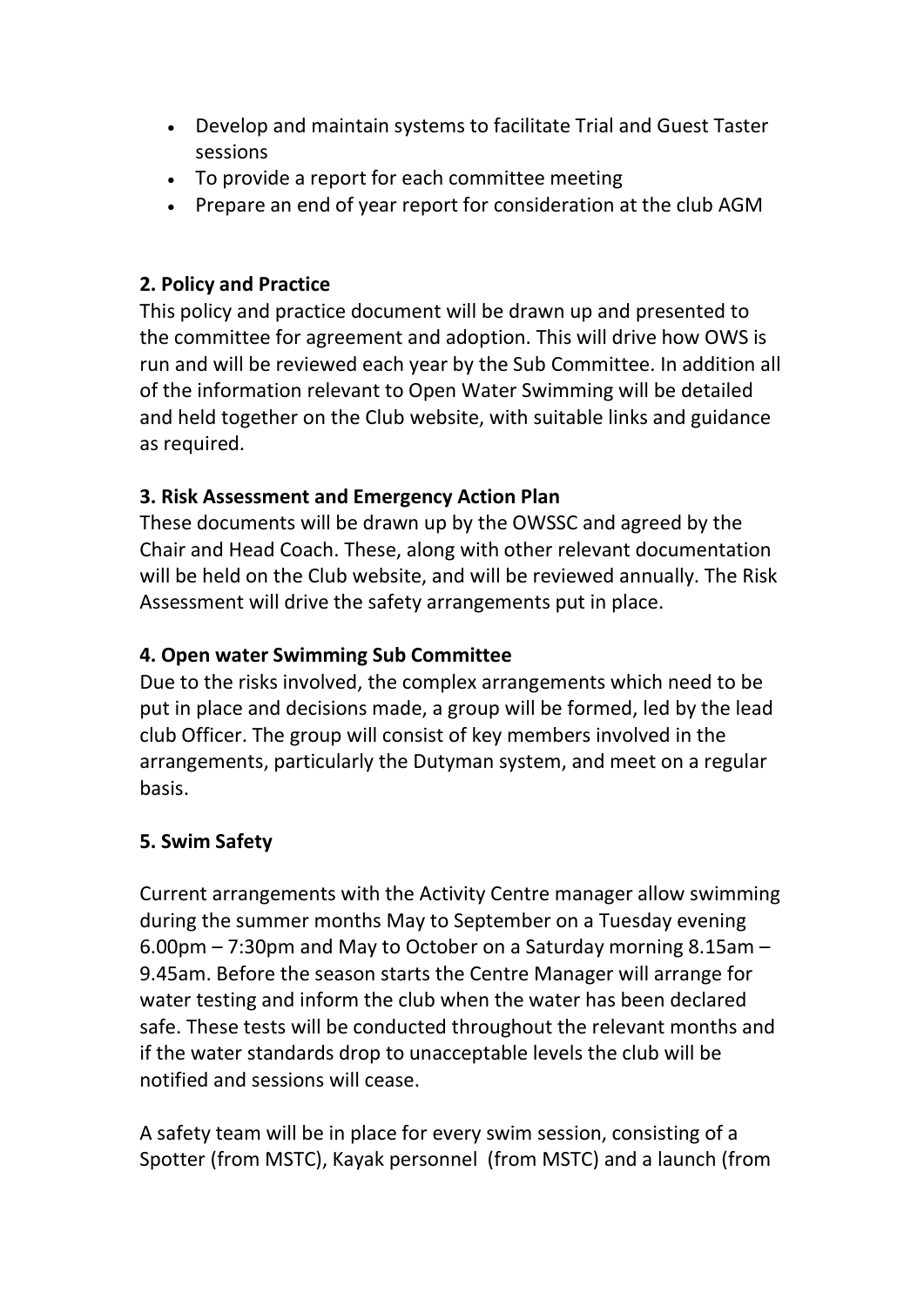- Develop and maintain systems to facilitate Trial and Guest Taster sessions
- To provide a report for each committee meeting
- Prepare an end of year report for consideration at the club AGM

**2. Policy and Practice**

This policy and practice document will be drawn up and presented to the committee for agreement and adoption. This will drive how OWS is run and will be reviewed each year by the Sub Committee. In addition all of the information relevant to Open Water Swimming will be detailed and held together on the Club website, with suitable links and guidance as required.

**3. Risk Assessment and Emergency Action Plan**

These documents will be drawn up by the OWSSC and agreed by the Chair and Head Coach. These, along with other relevant documentation will be held on the Club website, and will be reviewed annually. The Risk Assessment will drive the safety arrangements put in place.

**4. Open water Swimming Sub Committee**

Due to the risks involved, the complex arrangements which need to be put in place and decisions made, a group will be formed, led by the lead club Officer. The group will consist of key members involved in the arrangements, particularly the Dutyman system, and meet on a regular basis.

**5. Swim Safety**

Current arrangements with the Activity Centre manager allow swimming during the summer months May to September on a Tuesday evening 6.00pm – 7:30pm and May to October on a Saturday morning 8.15am – 9.45am. Before the season starts the Centre Manager will arrange for water testing and inform the club when the water has been declared safe. These tests will be conducted throughout the relevant months and if the water standards drop to unacceptable levels the club will be notified and sessions will cease.

A safety team will be in place for every swim session, consisting of a Spotter (from MSTC), Kayak personnel (from MSTC) and a launch (from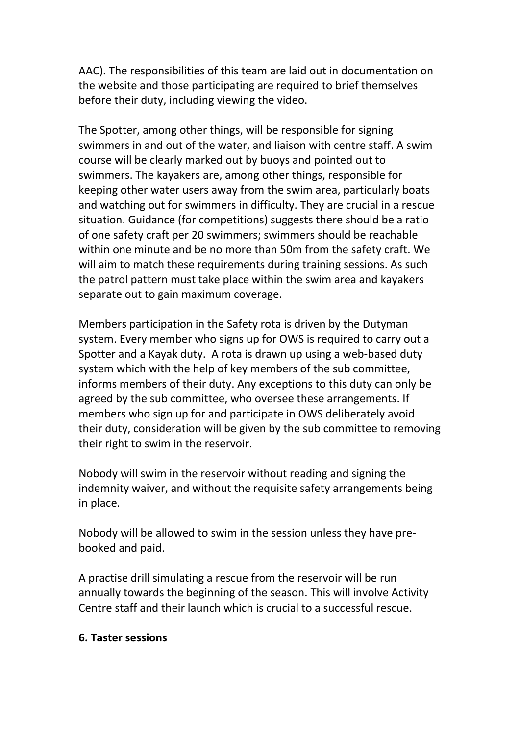AAC). The responsibilities of this team are laid out in documentation on the website and those participating are required to brief themselves before their duty, including viewing the video.

The Spotter, among other things, will be responsible for signing swimmers in and out of the water, and liaison with centre staff. A swim course will be clearly marked out by buoys and pointed out to swimmers. The kayakers are, among other things, responsible for keeping other water users away from the swim area, particularly boats and watching out for swimmers in difficulty. They are crucial in a rescue situation. Guidance (for competitions) suggests there should be a ratio of one safety craft per 20 swimmers; swimmers should be reachable within one minute and be no more than 50m from the safety craft. We will aim to match these requirements during training sessions. As such the patrol pattern must take place within the swim area and kayakers separate out to gain maximum coverage.

Members participation in the Safety rota is driven by the Dutyman system. Every member who signs up for OWS is required to carry out a Spotter and a Kayak duty.  A rota is drawn up using a web-based duty system which with the help of key members of the sub committee, informs members of their duty. Any exceptions to this duty can only be agreed by the sub committee, who oversee these arrangements. If members who sign up for and participate in OWS deliberately avoid their duty, consideration will be given by the sub committee to removing their right to swim in the reservoir.

Nobody will swim in the reservoir without reading and signing the indemnity waiver, and without the requisite safety arrangements being in place.

Nobody will be allowed to swim in the session unless they have pre-booked and paid.

A practise drill simulating a rescue from the reservoir will be run annually towards the beginning of the season. This will involve Activity Centre staff and their launch which is crucial to a successful rescue.

**6. Taster sessions**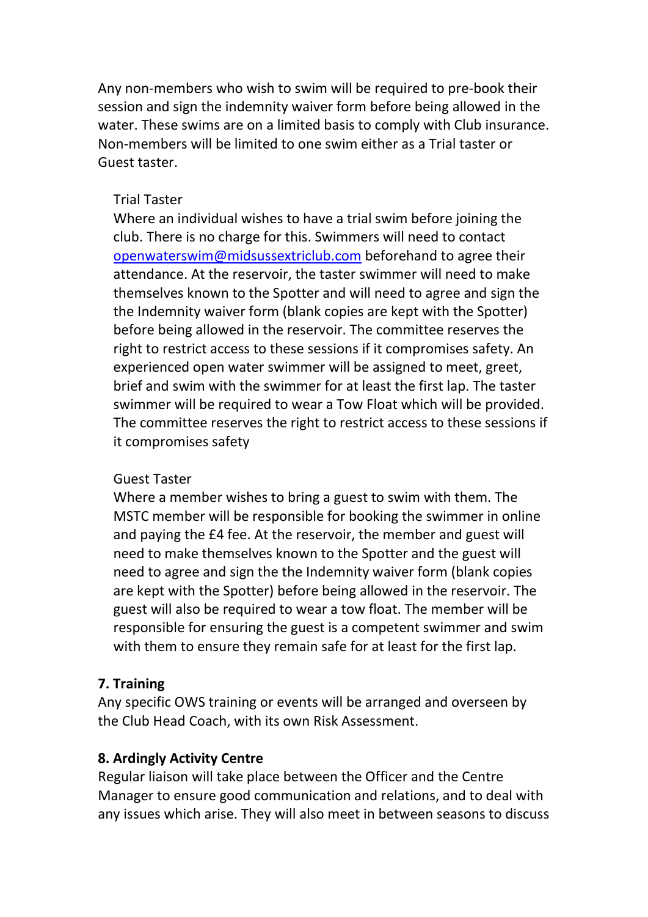Any non-members who wish to swim will be required to pre-book their session and sign the indemnity waiver form before being allowed in the water. These swims are on a limited basis to comply with Club insurance. Non-members will be limited to one swim either as a Trial taster or Guest taster.

Trial Taster
Where an individual wishes to have a trial swim before joining the club. There is no charge for this. Swimmers will need to contact [openwaterswim@midsussextriclub.com](mailto:openwaterswim@midsussextriclub.com) beforehand to agree their attendance. At the reservoir, the taster swimmer will need to make themselves known to the Spotter and will need to agree and sign the the Indemnity waiver form (blank copies are kept with the Spotter) before being allowed in the reservoir. The committee reserves the right to restrict access to these sessions if it compromises safety. An experienced open water swimmer will be assigned to meet, greet, brief and swim with the swimmer for at least the first lap. The taster swimmer will be required to wear a Tow Float which will be provided. The committee reserves the right to restrict access to these sessions if it compromises safety

Guest Taster
Where a member wishes to bring a guest to swim with them. The MSTC member will be responsible for booking the swimmer in online and paying the £4 fee. At the reservoir, the member and guest will need to make themselves known to the Spotter and the guest will need to agree and sign the the Indemnity waiver form (blank copies are kept with the Spotter) before being allowed in the reservoir. The guest will also be required to wear a tow float. The member will be responsible for ensuring the guest is a competent swimmer and swim with them to ensure they remain safe for at least for the first lap.

**7. Training**
Any specific OWS training or events will be arranged and overseen by the Club Head Coach, with its own Risk Assessment.

**8. Ardingly Activity Centre**
Regular liaison will take place between the Officer and the Centre Manager to ensure good communication and relations, and to deal with any issues which arise. They will also meet in between seasons to discuss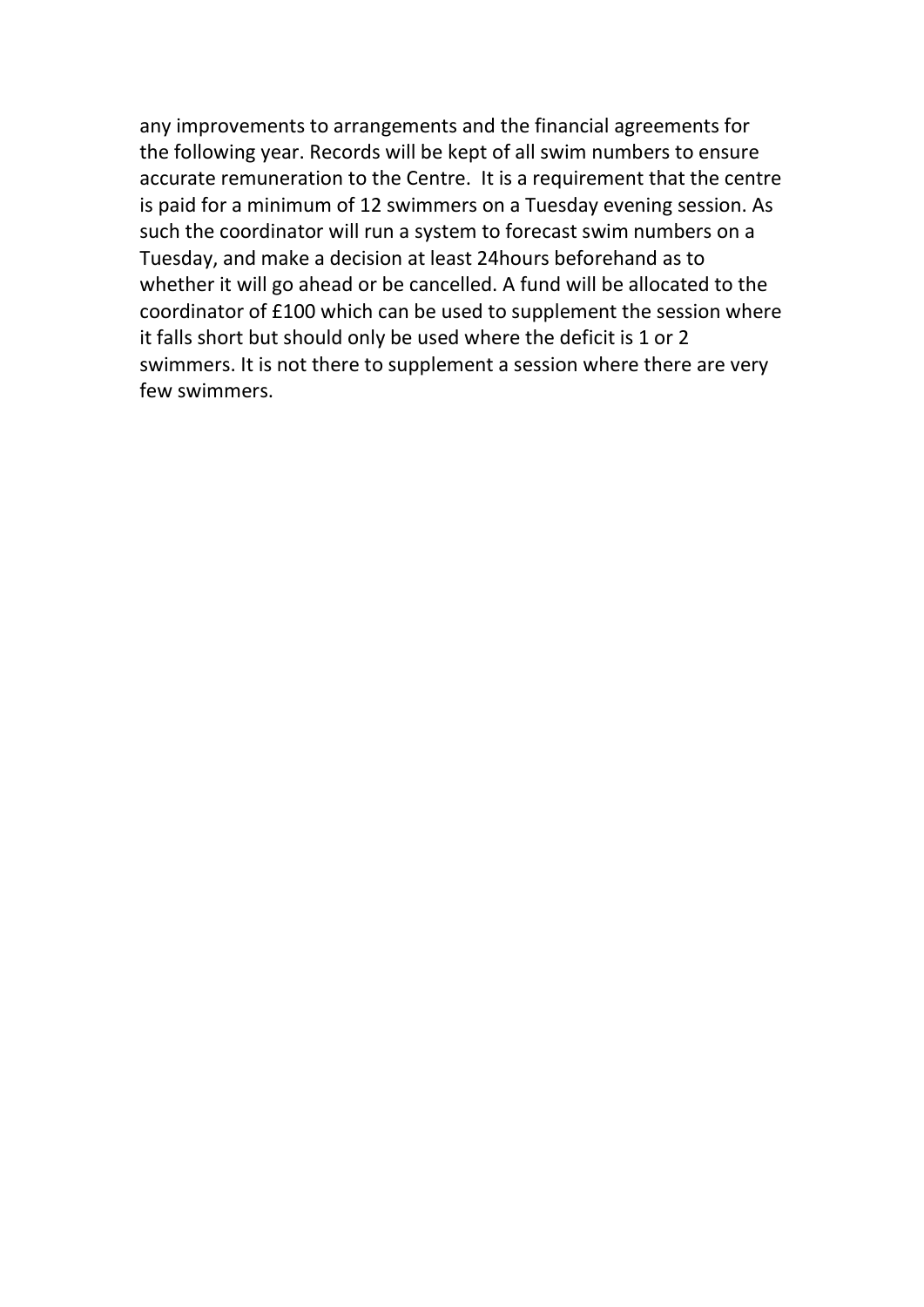any improvements to arrangements and the financial agreements for the following year. Records will be kept of all swim numbers to ensure accurate remuneration to the Centre. It is a requirement that the centre is paid for a minimum of 12 swimmers on a Tuesday evening session. As such the coordinator will run a system to forecast swim numbers on a Tuesday, and make a decision at least 24hours beforehand as to whether it will go ahead or be cancelled. A fund will be allocated to the coordinator of £100 which can be used to supplement the session where it falls short but should only be used where the deficit is 1 or 2 swimmers. It is not there to supplement a session where there are very few swimmers.